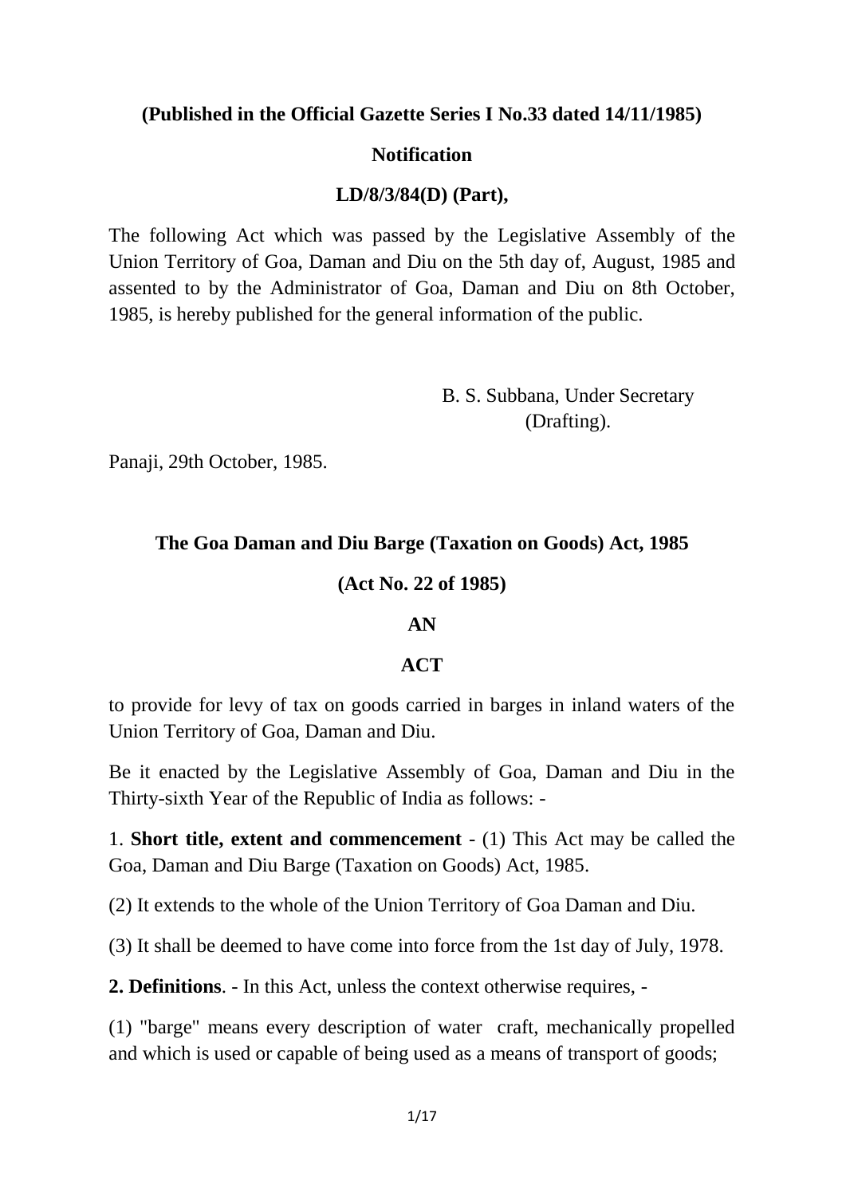**(Published in the Official Gazette Series I No.33 dated 14/11/1985)**

**Notification**

**LD/8/3/84(D) (Part),**

The following Act which was passed by the Legislative Assembly of the Union Territory of Goa, Daman and Diu on the 5th day of, August, 1985 and assented to by the Administrator of Goa, Daman and Diu on 8th October, 1985, is hereby published for the general information of the public.

B. S. Subbana, Under Secretary (Drafting).

Panaji, 29th October, 1985.

## The Goa Daman and Diu Barge (Taxation on Goods) Act, 1985

**(Act No. 22 of 1985)**

**AN**

**ACT**

to provide for levy of tax on goods carried in barges in inland waters of the Union Territory of Goa, Daman and Diu.

Be it enacted by the Legislative Assembly of Goa, Daman and Diu in the Thirty-sixth Year of the Republic of India as follows: -

1. **Short title, extent and commencement** - (1) This Act may be called the Goa, Daman and Diu Barge (Taxation on Goods) Act, 1985.

(2) It extends to the whole of the Union Territory of Goa Daman and Diu.

(3) It shall be deemed to have come into force from the 1st day of July, 1978.

**2. Definitions**. - In this Act, unless the context otherwise requires, -

(1) "barge" means every description of water craft, mechanically propelled and which is used or capable of being used as a means of transport of goods;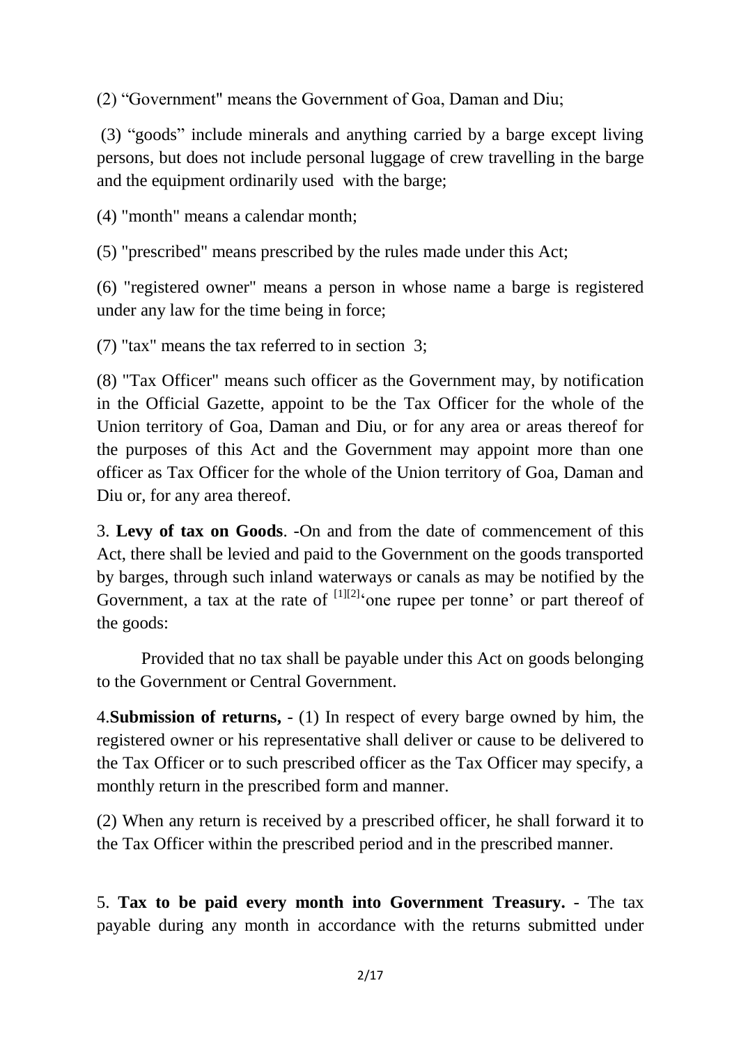(2) “Government" means the Government of Goa, Daman and Diu;

(3) “goods” include minerals and anything carried by a barge except living persons, but does not include personal luggage of crew travelling in the barge and the equipment ordinarily used with the barge;

(4) "month" means a calendar month;

(5) "prescribed" means prescribed by the rules made under this Act;

(6) "registered owner" means a person in whose name a barge is registered under any law for the time being in force;

(7) "tax" means the tax referred to in section 3;

(8) "Tax Officer" means such officer as the Government may, by notification in the Official Gazette, appoint to be the Tax Officer for the whole of the Union territory of Goa, Daman and Diu, or for any area or areas thereof for the purposes of this Act and the Government may appoint more than one officer as Tax Officer for the whole of the Union territory of Goa, Daman and Diu or, for any area thereof.

3. **Levy of tax on Goods**. -On and from the date of commencement of this Act, there shall be levied and paid to the Government on the goods transported by barges, through such inland waterways or canals as may be notified by the Government, a tax at the rate of [1][2]‘one rupee per tonne’ or part thereof of the goods:

Provided that no tax shall be payable under this Act on goods belonging to the Government or Central Government.

4.**Submission of returns,** - (1) In respect of every barge owned by him, the registered owner or his representative shall deliver or cause to be delivered to the Tax Officer or to such prescribed officer as the Tax Officer may specify, a monthly return in the prescribed form and manner.

(2) When any return is received by a prescribed officer, he shall forward it to the Tax Officer within the prescribed period and in the prescribed manner.

5. **Tax to be paid every month into Government Treasury.** - The tax payable during any month in accordance with the returns submitted under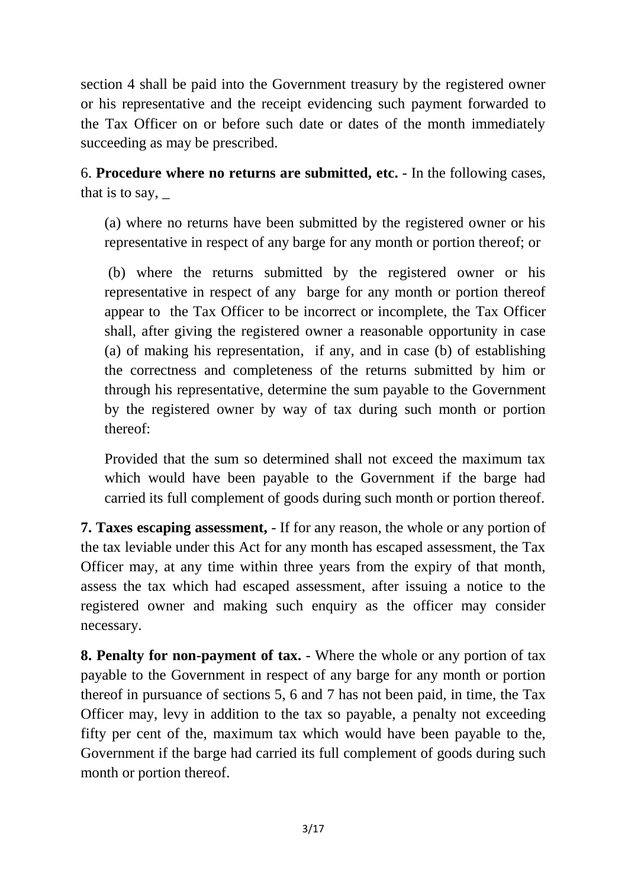section 4 shall be paid into the Government treasury by the registered owner or his representative and the receipt evidencing such payment forwarded to the Tax Officer on or before such date or dates of the month immediately succeeding as may be prescribed.

6. **Procedure where no returns are submitted, etc.** - In the following cases, that is to say, _

(a) where no returns have been submitted by the registered owner or his representative in respect of any barge for any month or portion thereof; or

(b) where the returns submitted by the registered owner or his representative in respect of any barge for any month or portion thereof appear to the Tax Officer to be incorrect or incomplete, the Tax Officer shall, after giving the registered owner a reasonable opportunity in case (a) of making his representation, if any, and in case (b) of establishing the correctness and completeness of the returns submitted by him or through his representative, determine the sum payable to the Government by the registered owner by way of tax during such month or portion thereof:

Provided that the sum so determined shall not exceed the maximum tax which would have been payable to the Government if the barge had carried its full complement of goods during such month or portion thereof.

**7. Taxes escaping assessment,** - If for any reason, the whole or any portion of the tax leviable under this Act for any month has escaped assessment, the Tax Officer may, at any time within three years from the expiry of that month, assess the tax which had escaped assessment, after issuing a notice to the registered owner and making such enquiry as the officer may consider necessary.

**8. Penalty for non-payment of tax.** - Where the whole or any portion of tax payable to the Government in respect of any barge for any month or portion thereof in pursuance of sections 5, 6 and 7 has not been paid, in time, the Tax Officer may, levy in addition to the tax so payable, a penalty not exceeding fifty per cent of the, maximum tax which would have been payable to the, Government if the barge had carried its full complement of goods during such month or portion thereof.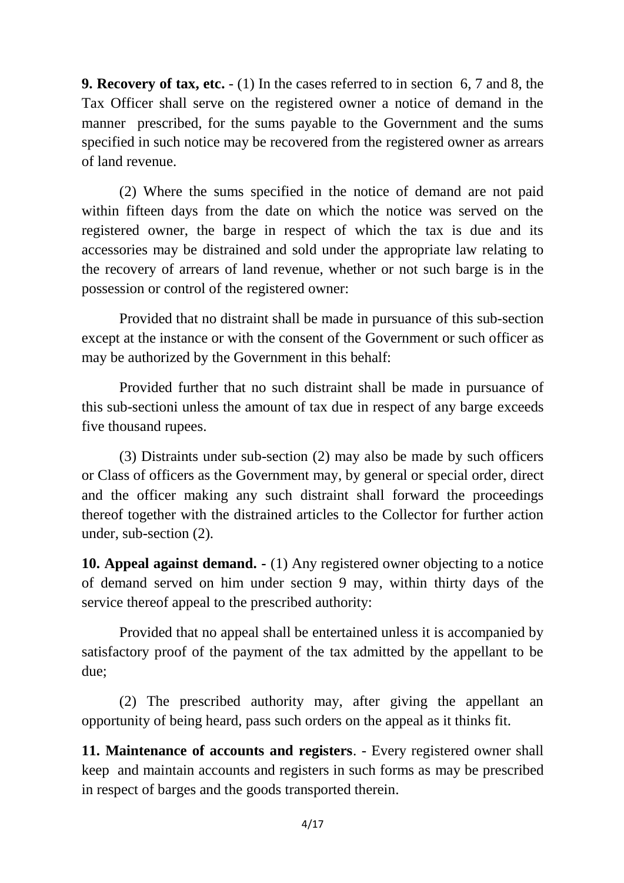**9. Recovery of tax, etc.** - (1) In the cases referred to in section 6, 7 and 8, the Tax Officer shall serve on the registered owner a notice of demand in the manner prescribed, for the sums payable to the Government and the sums specified in such notice may be recovered from the registered owner as arrears of land revenue.

(2) Where the sums specified in the notice of demand are not paid within fifteen days from the date on which the notice was served on the registered owner, the barge in respect of which the tax is due and its accessories may be distrained and sold under the appropriate law relating to the recovery of arrears of land revenue, whether or not such barge is in the possession or control of the registered owner:

Provided that no distraint shall be made in pursuance of this sub-section except at the instance or with the consent of the Government or such officer as may be authorized by the Government in this behalf:

Provided further that no such distraint shall be made in pursuance of this sub-sectioni unless the amount of tax due in respect of any barge exceeds five thousand rupees.

(3) Distraints under sub-section (2) may also be made by such officers or Class of officers as the Government may, by general or special order, direct and the officer making any such distraint shall forward the proceedings thereof together with the distrained articles to the Collector for further action under, sub-section (2).

**10. Appeal against demand.** - (1) Any registered owner objecting to a notice of demand served on him under section 9 may, within thirty days of the service thereof appeal to the prescribed authority:

Provided that no appeal shall be entertained unless it is accompanied by satisfactory proof of the payment of the tax admitted by the appellant to be due;

(2) The prescribed authority may, after giving the appellant an opportunity of being heard, pass such orders on the appeal as it thinks fit.

**11. Maintenance of accounts and registers**. - Every registered owner shall keep and maintain accounts and registers in such forms as may be prescribed in respect of barges and the goods transported therein.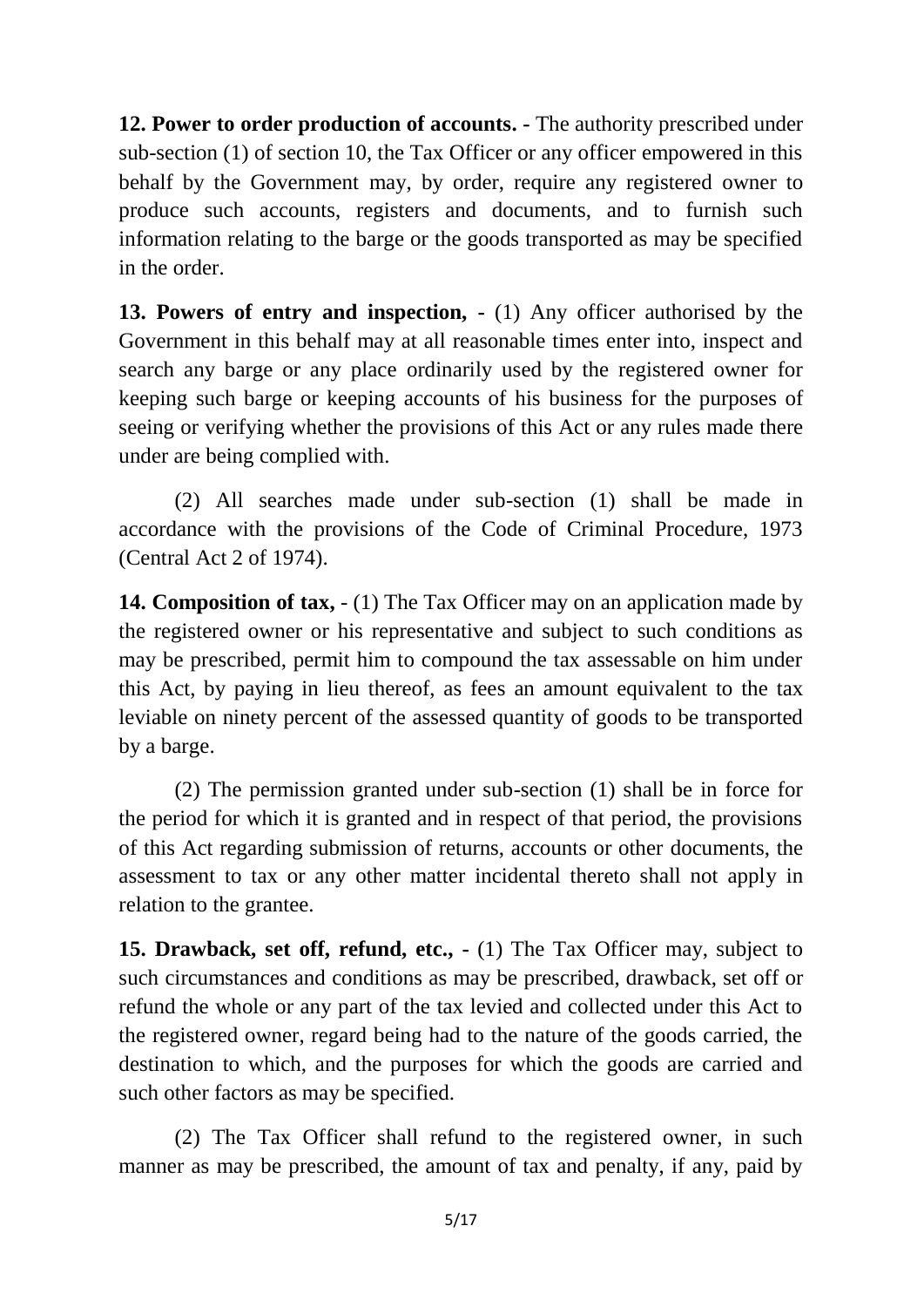**12. Power to order production of accounts. -** The authority prescribed under sub-section (1) of section 10, the Tax Officer or any officer empowered in this behalf by the Government may, by order, require any registered owner to produce such accounts, registers and documents, and to furnish such information relating to the barge or the goods transported as may be specified in the order.

**13. Powers of entry and inspection, -** (1) Any officer authorised by the Government in this behalf may at all reasonable times enter into, inspect and search any barge or any place ordinarily used by the registered owner for keeping such barge or keeping accounts of his business for the purposes of seeing or verifying whether the provisions of this Act or any rules made there under are being complied with.

(2) All searches made under sub-section (1) shall be made in accordance with the provisions of the Code of Criminal Procedure, 1973 (Central Act 2 of 1974).

**14. Composition of tax, -** (1) The Tax Officer may on an application made by the registered owner or his representative and subject to such conditions as may be prescribed, permit him to compound the tax assessable on him under this Act, by paying in lieu thereof, as fees an amount equivalent to the tax leviable on ninety percent of the assessed quantity of goods to be transported by a barge.

(2) The permission granted under sub-section (1) shall be in force for the period for which it is granted and in respect of that period, the provisions of this Act regarding submission of returns, accounts or other documents, the assessment to tax or any other matter incidental thereto shall not apply in relation to the grantee.

**15. Drawback, set off, refund, etc., -** (1) The Tax Officer may, subject to such circumstances and conditions as may be prescribed, drawback, set off or refund the whole or any part of the tax levied and collected under this Act to the registered owner, regard being had to the nature of the goods carried, the destination to which, and the purposes for which the goods are carried and such other factors as may be specified.

(2) The Tax Officer shall refund to the registered owner, in such manner as may be prescribed, the amount of tax and penalty, if any, paid by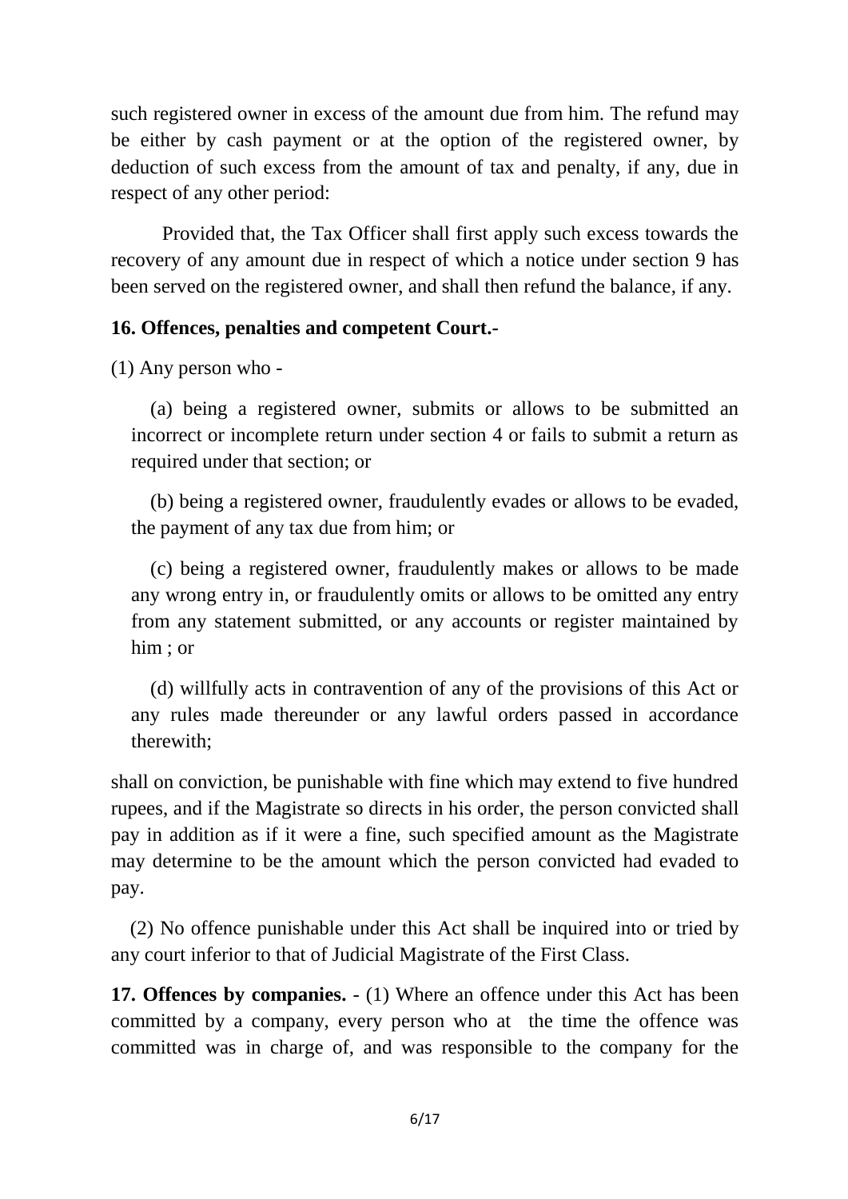such registered owner in excess of the amount due from him. The refund may be either by cash payment or at the option of the registered owner, by deduction of such excess from the amount of tax and penalty, if any, due in respect of any other period:

Provided that, the Tax Officer shall first apply such excess towards the recovery of any amount due in respect of which a notice under section 9 has been served on the registered owner, and shall then refund the balance, if any.

**16. Offences, penalties and competent Court.-**

(1) Any person who -

(a) being a registered owner, submits or allows to be submitted an incorrect or incomplete return under section 4 or fails to submit a return as required under that section; or

(b) being a registered owner, fraudulently evades or allows to be evaded, the payment of any tax due from him; or

(c) being a registered owner, fraudulently makes or allows to be made any wrong entry in, or fraudulently omits or allows to be omitted any entry from any statement submitted, or any accounts or register maintained by him ; or

(d) willfully acts in contravention of any of the provisions of this Act or any rules made thereunder or any lawful orders passed in accordance therewith;

shall on conviction, be punishable with fine which may extend to five hundred rupees, and if the Magistrate so directs in his order, the person convicted shall pay in addition as if it were a fine, such specified amount as the Magistrate may determine to be the amount which the person convicted had evaded to pay.

(2) No offence punishable under this Act shall be inquired into or tried by any court inferior to that of Judicial Magistrate of the First Class.

**17. Offences by companies.** - (1) Where an offence under this Act has been committed by a company, every person who at the time the offence was committed was in charge of, and was responsible to the company for the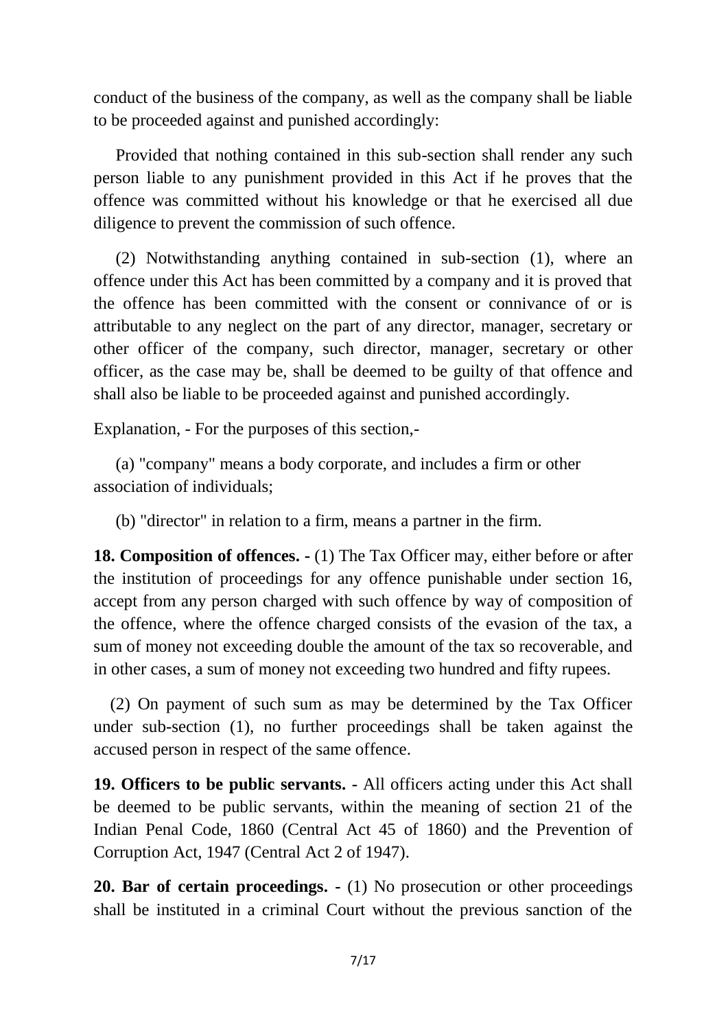conduct of the business of the company, as well as the company shall be liable to be proceeded against and punished accordingly:

Provided that nothing contained in this sub-section shall render any such person liable to any punishment provided in this Act if he proves that the offence was committed without his knowledge or that he exercised all due diligence to prevent the commission of such offence.

(2) Notwithstanding anything contained in sub-section (1), where an offence under this Act has been committed by a company and it is proved that the offence has been committed with the consent or connivance of or is attributable to any neglect on the part of any director, manager, secretary or other officer of the company, such director, manager, secretary or other officer, as the case may be, shall be deemed to be guilty of that offence and shall also be liable to be proceeded against and punished accordingly.

Explanation, - For the purposes of this section,-

(a) "company" means a body corporate, and includes a firm or other association of individuals;

(b) "director" in relation to a firm, means a partner in the firm.

**18. Composition of offences.** - (1) The Tax Officer may, either before or after the institution of proceedings for any offence punishable under section 16, accept from any person charged with such offence by way of composition of the offence, where the offence charged consists of the evasion of the tax, a sum of money not exceeding double the amount of the tax so recoverable, and in other cases, a sum of money not exceeding two hundred and fifty rupees.

(2) On payment of such sum as may be determined by the Tax Officer under sub-section (1), no further proceedings shall be taken against the accused person in respect of the same offence.

**19. Officers to be public servants.** - All officers acting under this Act shall be deemed to be public servants, within the meaning of section 21 of the Indian Penal Code, 1860 (Central Act 45 of 1860) and the Prevention of Corruption Act, 1947 (Central Act 2 of 1947).

**20. Bar of certain proceedings.** - (1) No prosecution or other proceedings shall be instituted in a criminal Court without the previous sanction of the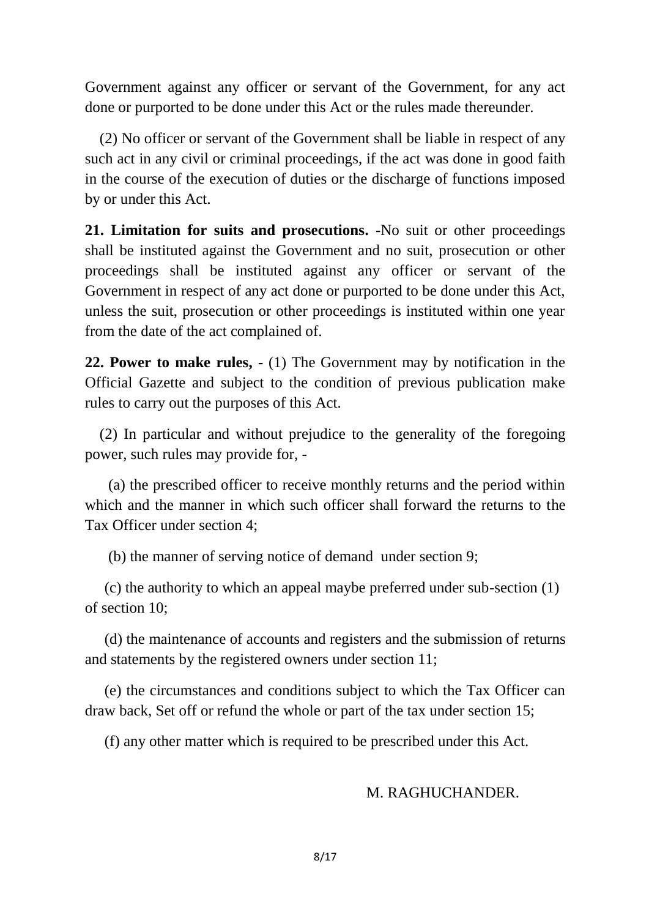Government against any officer or servant of the Government, for any act done or purported to be done under this Act or the rules made thereunder.

(2) No officer or servant of the Government shall be liable in respect of any such act in any civil or criminal proceedings, if the act was done in good faith in the course of the execution of duties or the discharge of functions imposed by or under this Act.

**21. Limitation for suits and prosecutions.** -No suit or other proceedings shall be instituted against the Government and no suit, prosecution or other proceedings shall be instituted against any officer or servant of the Government in respect of any act done or purported to be done under this Act, unless the suit, prosecution or other proceedings is instituted within one year from the date of the act complained of.

**22. Power to make rules, -** (1) The Government may by notification in the Official Gazette and subject to the condition of previous publication make rules to carry out the purposes of this Act.

(2) In particular and without prejudice to the generality of the foregoing power, such rules may provide for, -

(a) the prescribed officer to receive monthly returns and the period within which and the manner in which such officer shall forward the returns to the Tax Officer under section 4;

(b) the manner of serving notice of demand under section 9;

(c) the authority to which an appeal maybe preferred under sub-section (1) of section 10;

(d) the maintenance of accounts and registers and the submission of returns and statements by the registered owners under section 11;

(e) the circumstances and conditions subject to which the Tax Officer can draw back, Set off or refund the whole or part of the tax under section 15;

(f) any other matter which is required to be prescribed under this Act.

M. RAGHUCHANDER.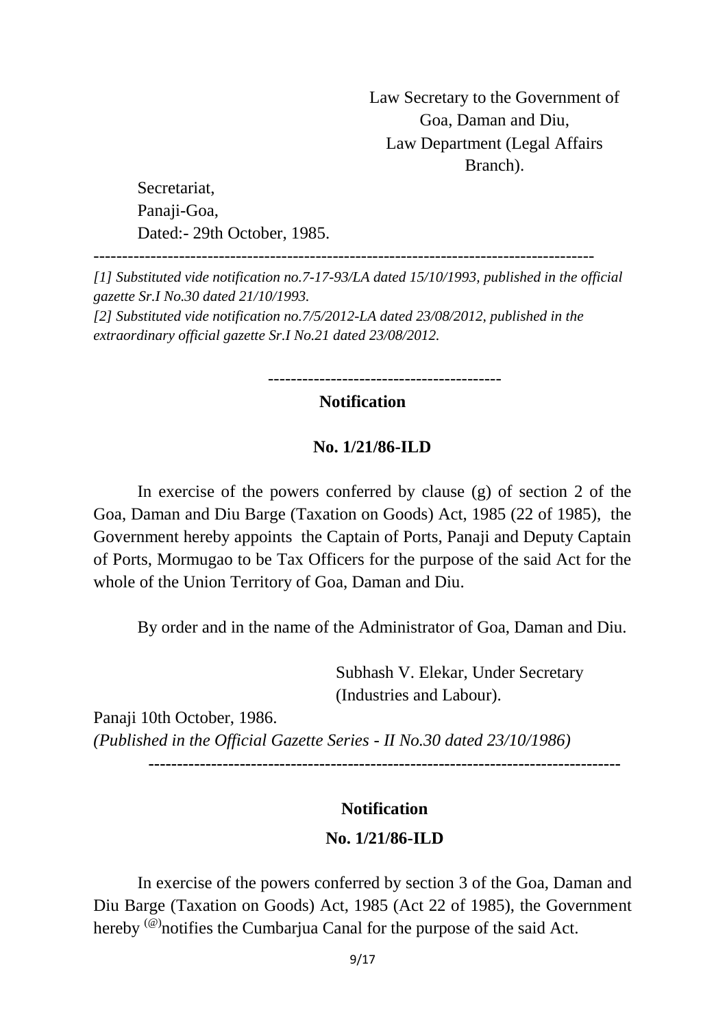Law Secretary to the Government of Goa, Daman and Diu,
Law Department (Legal Affairs Branch).

Secretariat,
Panaji-Goa,
Dated:- 29th October, 1985.

---

*[1] Substituted vide notification no.7-17-93/LA dated 15/10/1993, published in the official gazette Sr.I No.30 dated 21/10/1993.*

*[2] Substituted vide notification no.7/5/2012-LA dated 23/08/2012, published in the extraordinary official gazette Sr.I No.21 dated 23/08/2012.*

---

**Notification**

**No. 1/21/86-ILD**

In exercise of the powers conferred by clause (g) of section 2 of the Goa, Daman and Diu Barge (Taxation on Goods) Act, 1985 (22 of 1985), the Government hereby appoints the Captain of Ports, Panaji and Deputy Captain of Ports, Mormugao to be Tax Officers for the purpose of the said Act for the whole of the Union Territory of Goa, Daman and Diu.

By order and in the name of the Administrator of Goa, Daman and Diu.

Subhash V. Elekar, Under Secretary (Industries and Labour).

Panaji 10th October, 1986.
*(Published in the Official Gazette Series - II No.30 dated 23/10/1986)*

---

**Notification**

**No. 1/21/86-ILD**

In exercise of the powers conferred by section 3 of the Goa, Daman and Diu Barge (Taxation on Goods) Act, 1985 (Act 22 of 1985), the Government hereby [(@)]notifies the Cumbarjua Canal for the purpose of the said Act.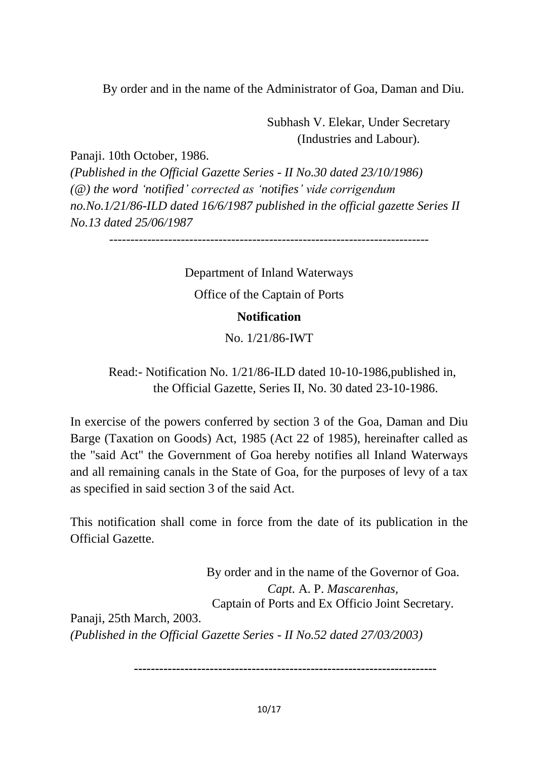By order and in the name of the Administrator of Goa, Daman and Diu.

Subhash V. Elekar, Under Secretary
(Industries and Labour).

Panaji. 10th October, 1986.

*(Published in the Official Gazette Series - II No.30 dated 23/10/1986)*

*(@) the word 'notified' corrected as 'notifies' vide corrigendum no.No.1/21/86-ILD dated 16/6/1987 published in the official gazette Series II No.13 dated 25/06/1987*

---

Department of Inland Waterways

Office of the Captain of Ports

**Notification**

No. 1/21/86-IWT

Read:- Notification No. 1/21/86-ILD dated 10-10-1986,published in, the Official Gazette, Series II, No. 30 dated 23-10-1986.

In exercise of the powers conferred by section 3 of the Goa, Daman and Diu Barge (Taxation on Goods) Act, 1985 (Act 22 of 1985), hereinafter called as the "said Act" the Government of Goa hereby notifies all Inland Waterways and all remaining canals in the State of Goa, for the purposes of levy of a tax as specified in said section 3 of the said Act.

This notification shall come in force from the date of its publication in the Official Gazette.

By order and in the name of the Governor of Goa.

*Capt.* A. P. *Mascarenhas,*
Captain of Ports and Ex Officio Joint Secretary.

Panaji, 25th March, 2003.

*(Published in the Official Gazette Series - II No.52 dated 27/03/2003)*

---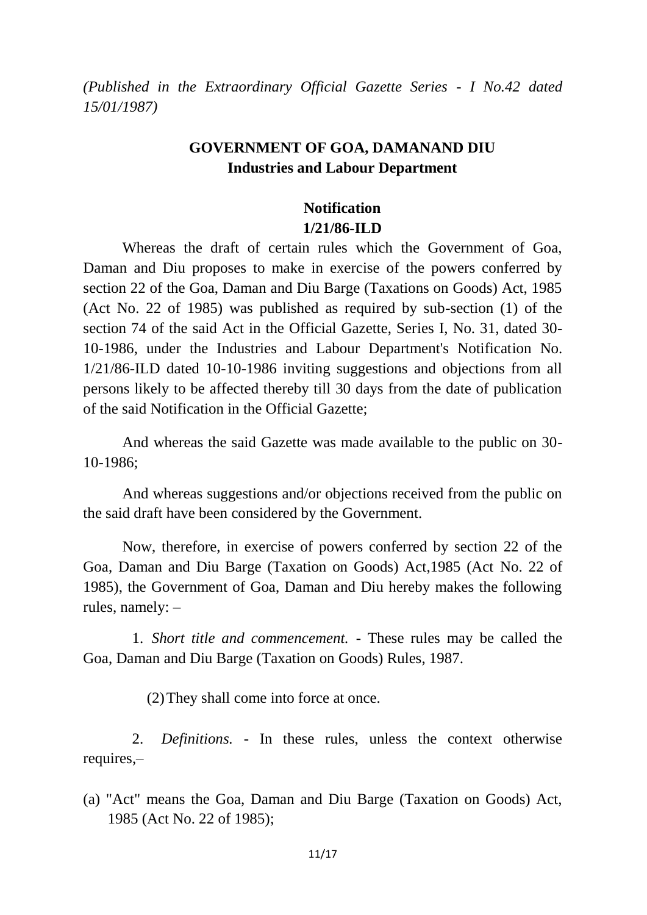*(Published in the Extraordinary Official Gazette Series - I No.42 dated 15/01/1987)*

**GOVERNMENT OF GOA, DAMANAND DIU**
**Industries and Labour Department**

**Notification**
**1/21/86-ILD**

Whereas the draft of certain rules which the Government of Goa, Daman and Diu proposes to make in exercise of the powers conferred by section 22 of the Goa, Daman and Diu Barge (Taxations on Goods) Act, 1985 (Act No. 22 of 1985) was published as required by sub-section (1) of the section 74 of the said Act in the Official Gazette, Series I, No. 31, dated 30-10-1986, under the Industries and Labour Department's Notification No. 1/21/86-ILD dated 10-10-1986 inviting suggestions and objections from all persons likely to be affected thereby till 30 days from the date of publication of the said Notification in the Official Gazette;

And whereas the said Gazette was made available to the public on 30-10-1986;

And whereas suggestions and/or objections received from the public on the said draft have been considered by the Government.

Now, therefore, in exercise of powers conferred by section 22 of the Goa, Daman and Diu Barge (Taxation on Goods) Act,1985 (Act No. 22 of 1985), the Government of Goa, Daman and Diu hereby makes the following rules, namely: –

1. *Short title and commencement.* - These rules may be called the Goa, Daman and Diu Barge (Taxation on Goods) Rules, 1987.

(2) They shall come into force at once.

2. *Definitions.* - In these rules, unless the context otherwise requires,–

(a) "Act" means the Goa, Daman and Diu Barge (Taxation on Goods) Act, 1985 (Act No. 22 of 1985);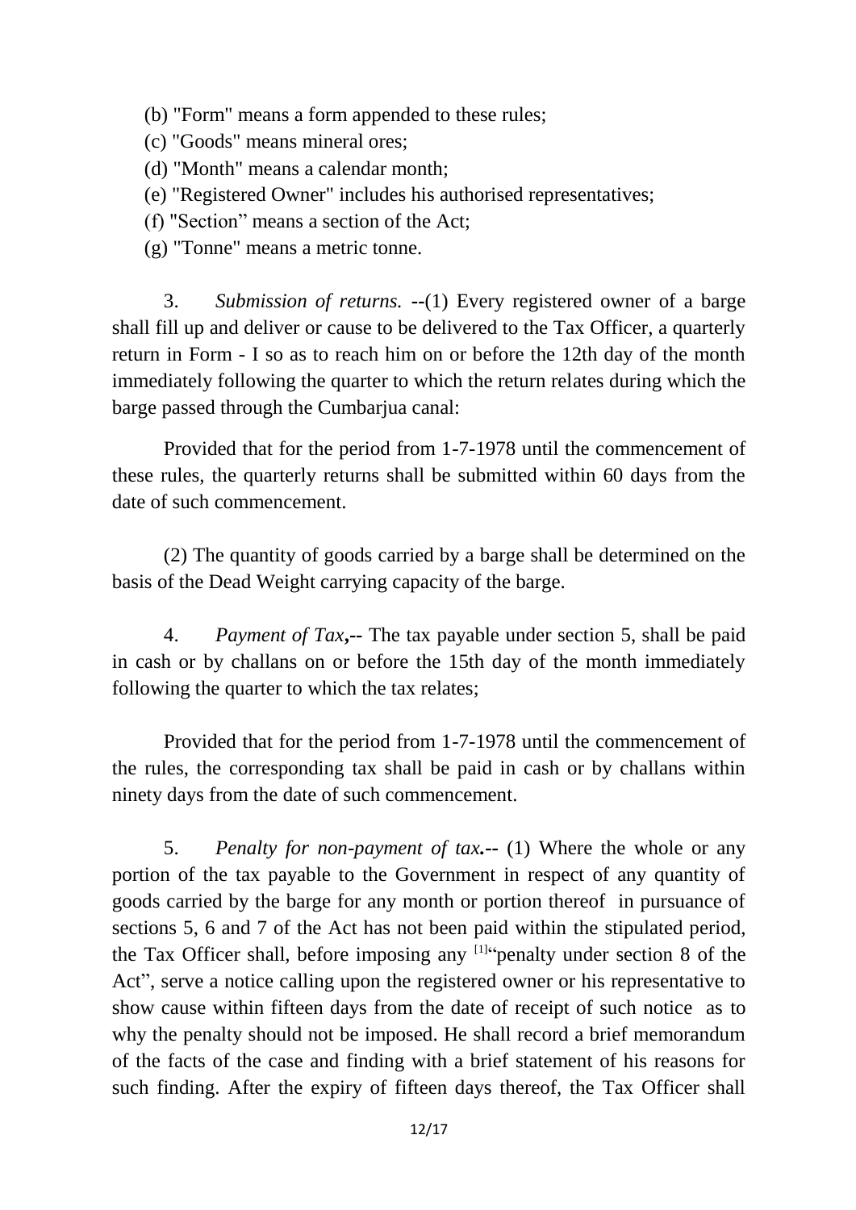(b) "Form" means a form appended to these rules;

(c) "Goods" means mineral ores;

(d) "Month" means a calendar month;

(e) "Registered Owner" includes his authorised representatives;

(f) "Section" means a section of the Act;

(g) "Tonne" means a metric tonne.

3. *Submission of returns.* --(1) Every registered owner of a barge shall fill up and deliver or cause to be delivered to the Tax Officer, a quarterly return in Form - I so as to reach him on or before the 12th day of the month immediately following the quarter to which the return relates during which the barge passed through the Cumbarjua canal:

Provided that for the period from 1-7-1978 until the commencement of these rules, the quarterly returns shall be submitted within 60 days from the date of such commencement.

(2) The quantity of goods carried by a barge shall be determined on the basis of the Dead Weight carrying capacity of the barge.

4. *Payment of Tax*,-- The tax payable under section 5, shall be paid in cash or by challans on or before the 15th day of the month immediately following the quarter to which the tax relates;

Provided that for the period from 1-7-1978 until the commencement of the rules, the corresponding tax shall be paid in cash or by challans within ninety days from the date of such commencement.

5. *Penalty for non-payment of tax.*-- (1) Where the whole or any portion of the tax payable to the Government in respect of any quantity of goods carried by the barge for any month or portion thereof in pursuance of sections 5, 6 and 7 of the Act has not been paid within the stipulated period, the Tax Officer shall, before imposing any [1]"penalty under section 8 of the Act", serve a notice calling upon the registered owner or his representative to show cause within fifteen days from the date of receipt of such notice as to why the penalty should not be imposed. He shall record a brief memorandum of the facts of the case and finding with a brief statement of his reasons for such finding. After the expiry of fifteen days thereof, the Tax Officer shall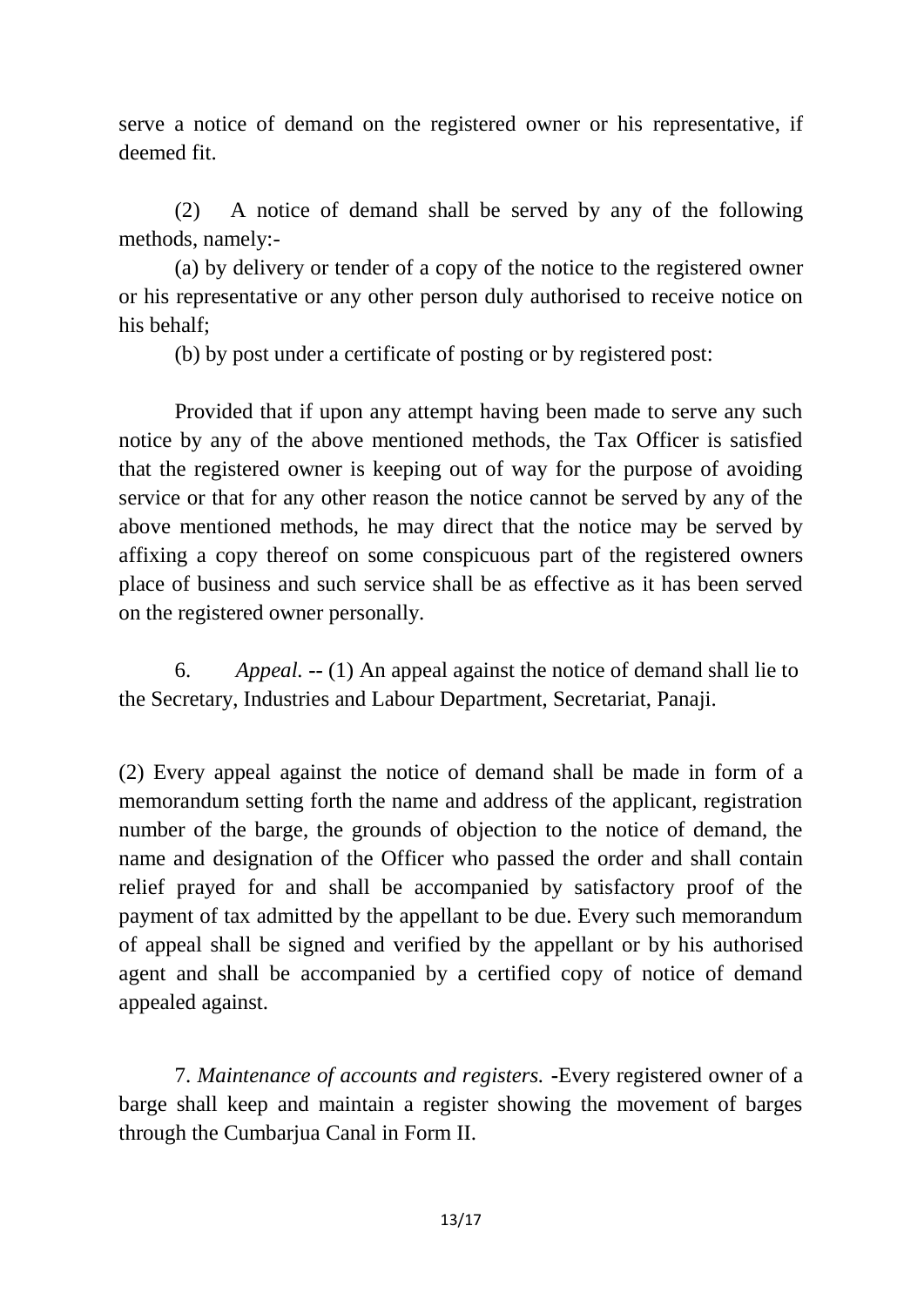serve a notice of demand on the registered owner or his representative, if deemed fit.

(2) A notice of demand shall be served by any of the following methods, namely:-

(a) by delivery or tender of a copy of the notice to the registered owner or his representative or any other person duly authorised to receive notice on his behalf;

(b) by post under a certificate of posting or by registered post:

Provided that if upon any attempt having been made to serve any such notice by any of the above mentioned methods, the Tax Officer is satisfied that the registered owner is keeping out of way for the purpose of avoiding service or that for any other reason the notice cannot be served by any of the above mentioned methods, he may direct that the notice may be served by affixing a copy thereof on some conspicuous part of the registered owners place of business and such service shall be as effective as it has been served on the registered owner personally.

6. *Appeal.* -- (1) An appeal against the notice of demand shall lie to the Secretary, Industries and Labour Department, Secretariat, Panaji.

(2) Every appeal against the notice of demand shall be made in form of a memorandum setting forth the name and address of the applicant, registration number of the barge, the grounds of objection to the notice of demand, the name and designation of the Officer who passed the order and shall contain relief prayed for and shall be accompanied by satisfactory proof of the payment of tax admitted by the appellant to be due. Every such memorandum of appeal shall be signed and verified by the appellant or by his authorised agent and shall be accompanied by a certified copy of notice of demand appealed against.

7. *Maintenance of accounts and registers.* -Every registered owner of a barge shall keep and maintain a register showing the movement of barges through the Cumbarjua Canal in Form II.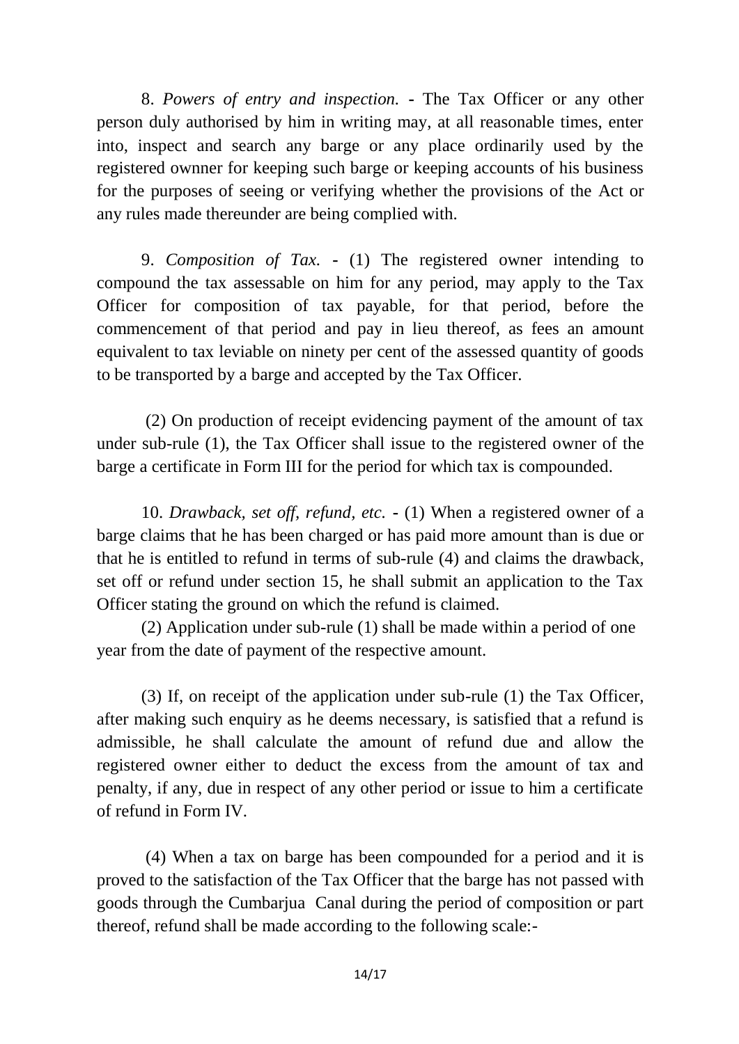8. *Powers of entry and inspection.* - The Tax Officer or any other person duly authorised by him in writing may, at all reasonable times, enter into, inspect and search any barge or any place ordinarily used by the registered ownner for keeping such barge or keeping accounts of his business for the purposes of seeing or verifying whether the provisions of the Act or any rules made thereunder are being complied with.

9. *Composition of Tax.* - (1) The registered owner intending to compound the tax assessable on him for any period, may apply to the Tax Officer for composition of tax payable, for that period, before the commencement of that period and pay in lieu thereof, as fees an amount equivalent to tax leviable on ninety per cent of the assessed quantity of goods to be transported by a barge and accepted by the Tax Officer.

(2) On production of receipt evidencing payment of the amount of tax under sub-rule (1), the Tax Officer shall issue to the registered owner of the barge a certificate in Form III for the period for which tax is compounded.

10. *Drawback, set off, refund, etc.* - (1) When a registered owner of a barge claims that he has been charged or has paid more amount than is due or that he is entitled to refund in terms of sub-rule (4) and claims the drawback, set off or refund under section 15, he shall submit an application to the Tax Officer stating the ground on which the refund is claimed.

(2) Application under sub-rule (1) shall be made within a period of one year from the date of payment of the respective amount.

(3) If, on receipt of the application under sub-rule (1) the Tax Officer, after making such enquiry as he deems necessary, is satisfied that a refund is admissible, he shall calculate the amount of refund due and allow the registered owner either to deduct the excess from the amount of tax and penalty, if any, due in respect of any other period or issue to him a certificate of refund in Form IV.

(4) When a tax on barge has been compounded for a period and it is proved to the satisfaction of the Tax Officer that the barge has not passed with goods through the Cumbarjua Canal during the period of composition or part thereof, refund shall be made according to the following scale:-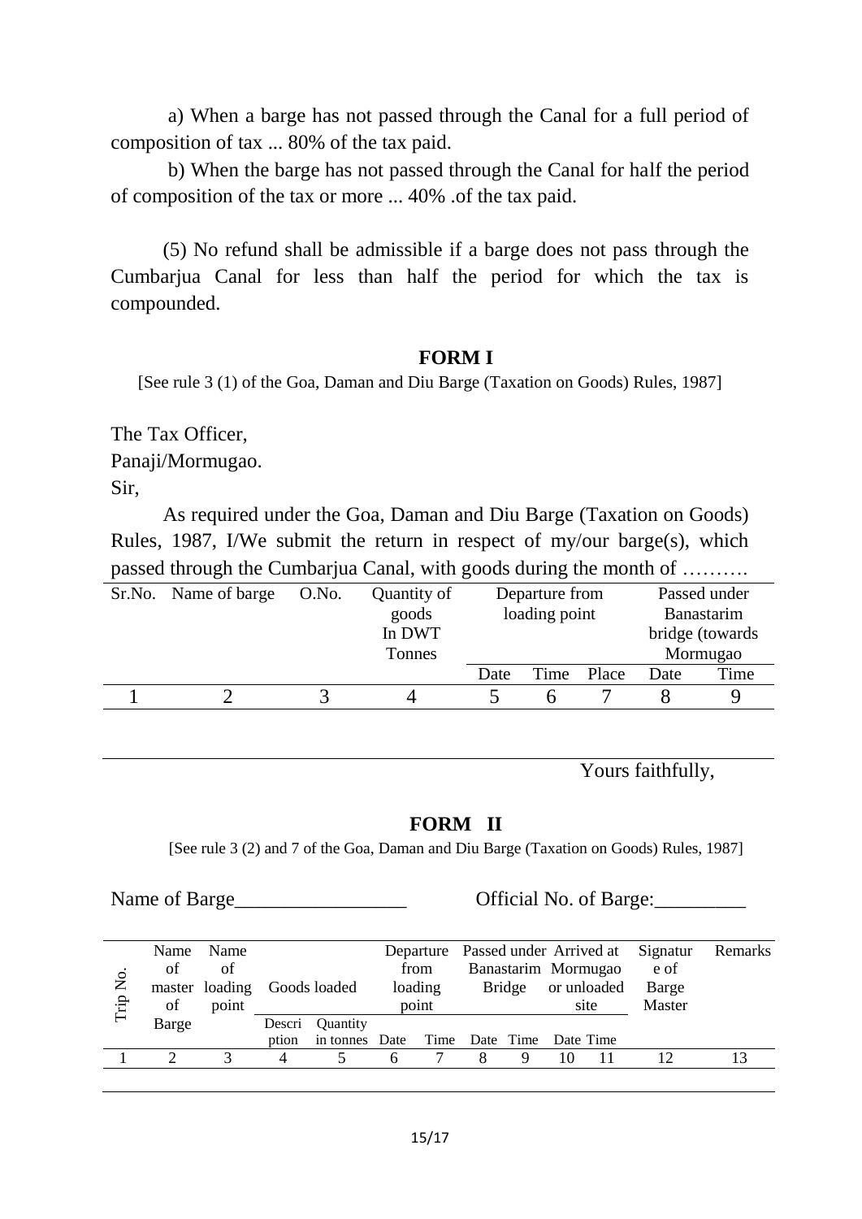a) When a barge has not passed through the Canal for a full period of composition of tax ... 80% of the tax paid.

b) When the barge has not passed through the Canal for half the period of composition of the tax or more ... 40% .of the tax paid.

(5) No refund shall be admissible if a barge does not pass through the Cumbarjua Canal for less than half the period for which the tax is compounded.

## FORM I

[See rule 3 (1) of the Goa, Daman and Diu Barge (Taxation on Goods) Rules, 1987]

The Tax Officer,
Panaji/Mormugao.
Sir,

As required under the Goa, Daman and Diu Barge (Taxation on Goods) Rules, 1987, I/We submit the return in respect of my/our barge(s), which passed through the Cumbarjua Canal, with goods during the month of ……….

| Sr.No. | Name of barge | O.No. | Quantity of goods In DWT Tonnes | Departure from loading point | | | Passed under Banastarim bridge (towards Mormugao | |
|---|---|---|---|---|---|---|---|---|
| | | | | Date | Time | Place | Date | Time |
| 1 | 2 | 3 | 4 | 5 | 6 | 7 | 8 | 9 |

Yours faithfully,

## FORM II

[See rule 3 (2) and 7 of the Goa, Daman and Diu Barge (Taxation on Goods) Rules, 1987]

Name of Barge_________________ Official No. of Barge:_________

| Trip No. | Name of master of Barge | Name of loading point | Goods loaded | | Departure from loading point | | Passed under Banastarim Bridge | | Arrived at Mormugao or unloaded site | | Signature of Barge Master | Remarks |
|---|---|---|---|---|---|---|---|---|---|---|---|---|
| | | | Description | Quantity in tonnes | Date | Time | Date | Time | Date | Time | | |
| 1 | 2 | 3 | 4 | 5 | 6 | 7 | 8 | 9 | 10 | 11 | 12 | 13 |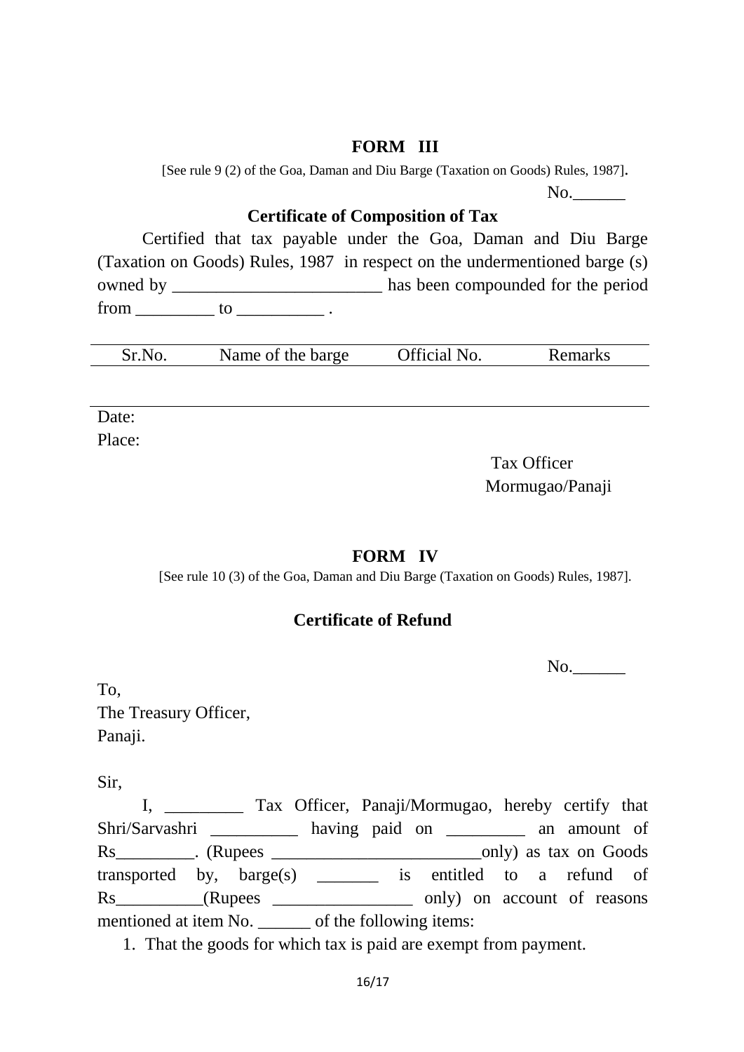## FORM III

[See rule 9 (2) of the Goa, Daman and Diu Barge (Taxation on Goods) Rules, 1987].

No.______

### Certificate of Composition of Tax

Certified that tax payable under the Goa, Daman and Diu Barge (Taxation on Goods) Rules, 1987 in respect on the undermentioned barge (s) owned by ________________________ has been compounded for the period from _________ to __________ .

| Sr.No. | Name of the barge | Official No. | Remarks |
|---|---|---|---|
| | | | |

Date:

Place:

Tax Officer
Mormugao/Panaji

## FORM IV

[See rule 10 (3) of the Goa, Daman and Diu Barge (Taxation on Goods) Rules, 1987].

### Certificate of Refund

No.______

To,
The Treasury Officer,
Panaji.

Sir,

I, _________ Tax Officer, Panaji/Mormugao, hereby certify that Shri/Sarvashri __________ having paid on _________ an amount of Rs_________. (Rupees ________________________only) as tax on Goods transported by, barge(s) _______ is entitled to a refund of Rs__________(Rupees ________________ only) on account of reasons mentioned at item No. ______ of the following items:

1. That the goods for which tax is paid are exempt from payment.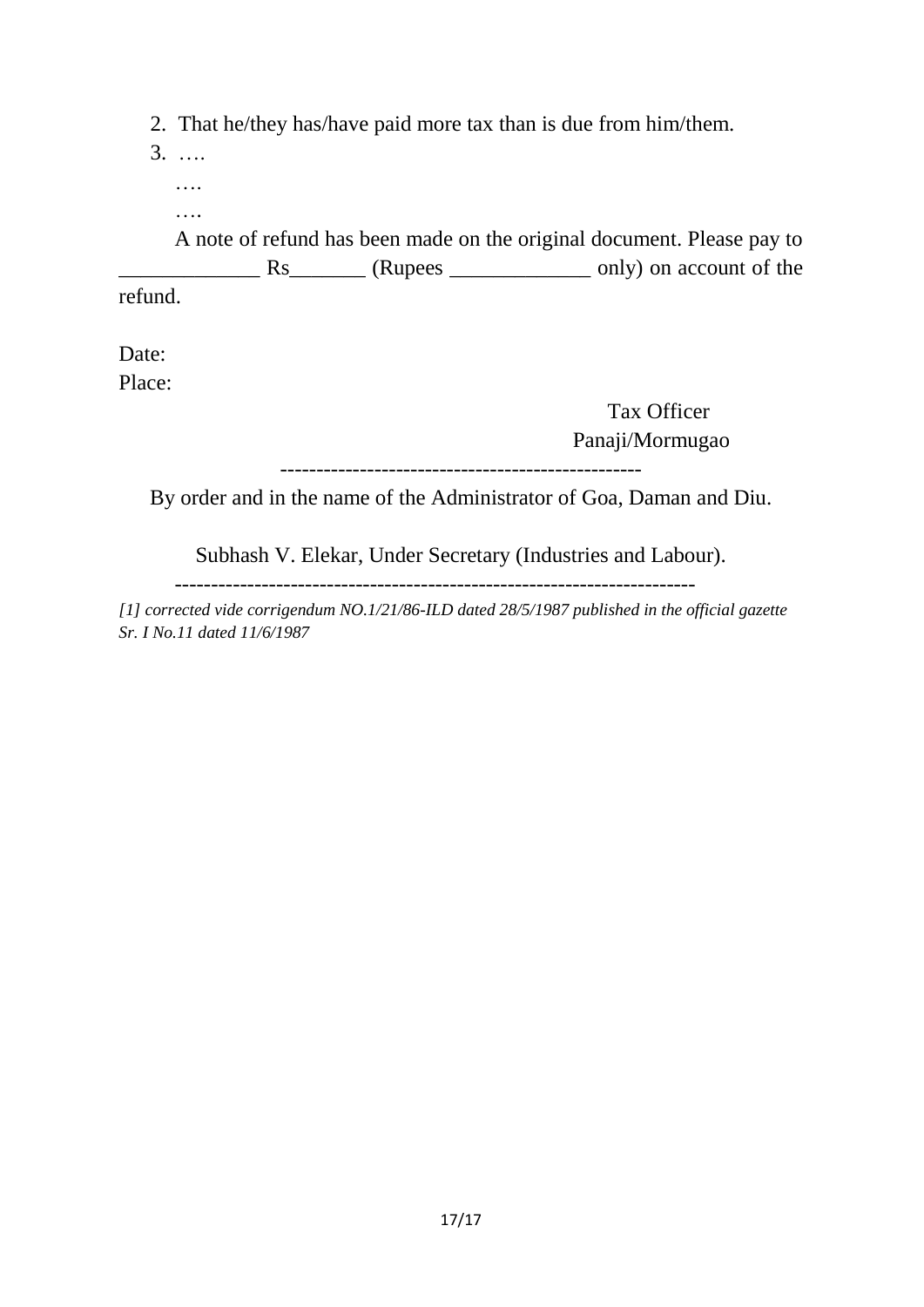2. That he/they has/have paid more tax than is due from him/them.
3. ….

   ….

   ….

A note of refund has been made on the original document. Please pay to _____________ Rs_______ (Rupees _____________ only) on account of the refund.

Date:

Place:

Tax Officer
Panaji/Mormugao

---

By order and in the name of the Administrator of Goa, Daman and Diu.

Subhash V. Elekar, Under Secretary (Industries and Labour).

---

*[1] corrected vide corrigendum NO.1/21/86-ILD dated 28/5/1987 published in the official gazette Sr. I No.11 dated 11/6/1987*